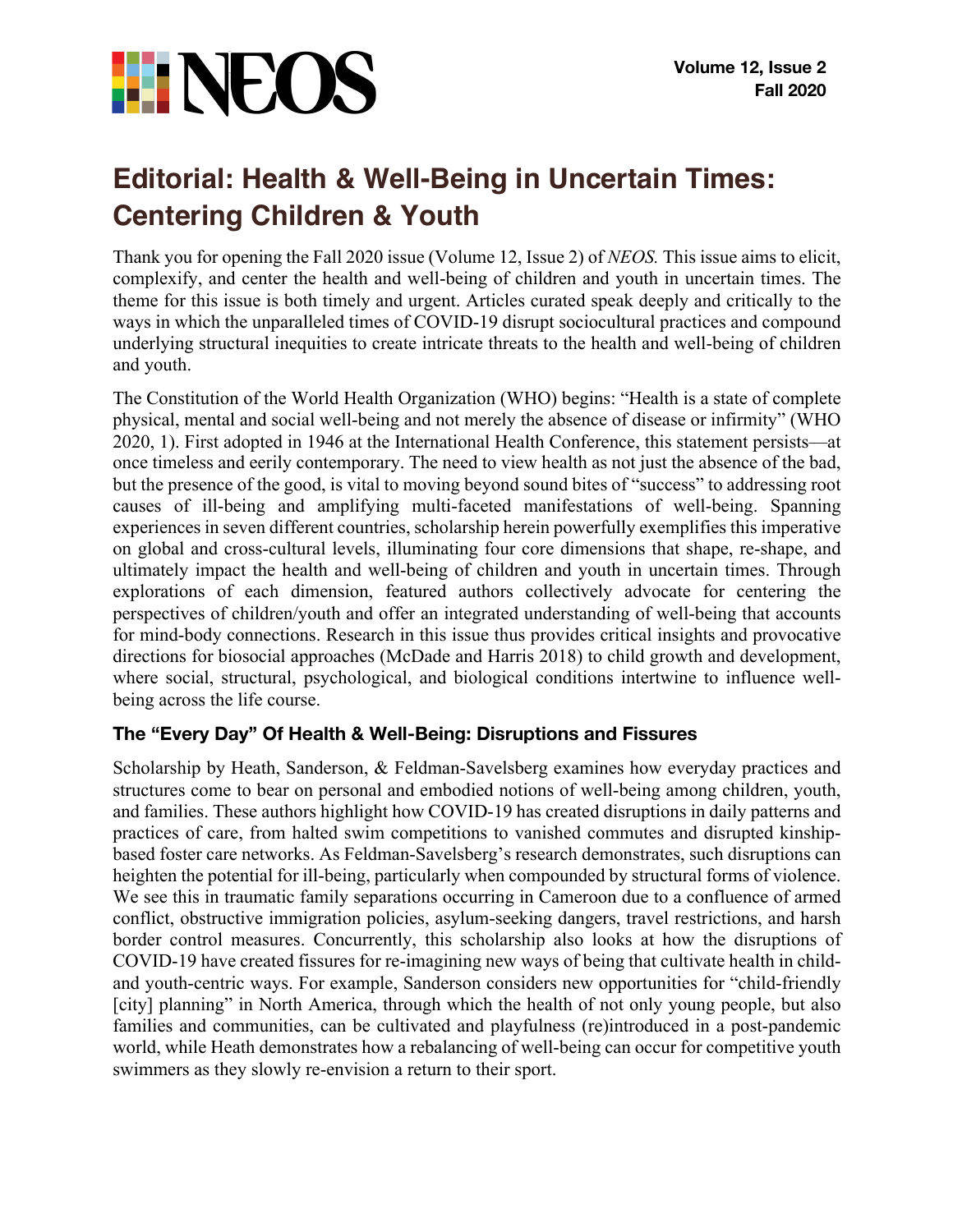# Editorial: Health & Well-Being in Uncertain Times: Centering Children & Youth

Thank you for opening the Fall 2020 issue (Volume 12, Issue 2) of *NEOS.* This issue aims to elicit, complexify, and center the health and well-being of children and youth in uncertain times. The theme for this issue is both timely and urgent. Articles curated speak deeply and critically to the ways in which the unparalleled times of COVID-19 disrupt sociocultural practices and compound underlying structural inequities to create intricate threats to the health and well-being of children and youth.

The Constitution of the World Health Organization (WHO) begins: "Health is a state of complete physical, mental and social well-being and not merely the absence of disease or infirmity" (WHO 2020, 1). First adopted in 1946 at the International Health Conference, this statement persists—at once timeless and eerily contemporary. The need to view health as not just the absence of the bad, but the presence of the good, is vital to moving beyond sound bites of "success" to addressing root causes of ill-being and amplifying multi-faceted manifestations of well-being. Spanning experiences in seven different countries, scholarship herein powerfully exemplifies this imperative on global and cross-cultural levels, illuminating four core dimensions that shape, re-shape, and ultimately impact the health and well-being of children and youth in uncertain times. Through explorations of each dimension, featured authors collectively advocate for centering the perspectives of children/youth and offer an integrated understanding of well-being that accounts for mind-body connections. Research in this issue thus provides critical insights and provocative directions for biosocial approaches (McDade and Harris 2018) to child growth and development, where social, structural, psychological, and biological conditions intertwine to influence well-being across the life course.

### The "Every Day" Of Health & Well-Being: Disruptions and Fissures

Scholarship by Heath, Sanderson, & Feldman-Savelsberg examines how everyday practices and structures come to bear on personal and embodied notions of well-being among children, youth, and families. These authors highlight how COVID-19 has created disruptions in daily patterns and practices of care, from halted swim competitions to vanished commutes and disrupted kinship-based foster care networks. As Feldman-Savelsberg's research demonstrates, such disruptions can heighten the potential for ill-being, particularly when compounded by structural forms of violence. We see this in traumatic family separations occurring in Cameroon due to a confluence of armed conflict, obstructive immigration policies, asylum-seeking dangers, travel restrictions, and harsh border control measures. Concurrently, this scholarship also looks at how the disruptions of COVID-19 have created fissures for re-imagining new ways of being that cultivate health in child- and youth-centric ways. For example, Sanderson considers new opportunities for "child-friendly [city] planning" in North America, through which the health of not only young people, but also families and communities, can be cultivated and playfulness (re)introduced in a post-pandemic world, while Heath demonstrates how a rebalancing of well-being can occur for competitive youth swimmers as they slowly re-envision a return to their sport.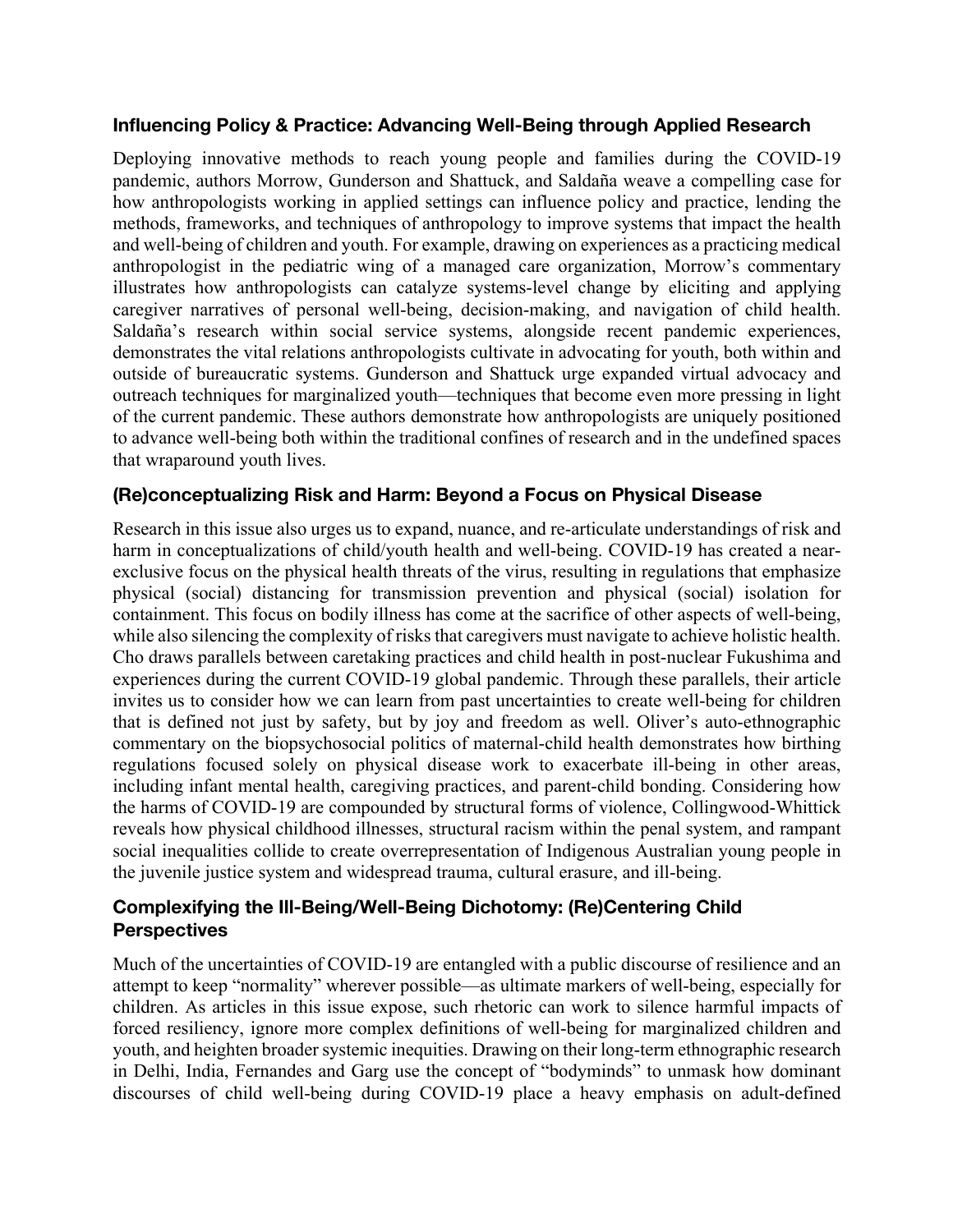### Influencing Policy & Practice: Advancing Well-Being through Applied Research

Deploying innovative methods to reach young people and families during the COVID-19 pandemic, authors Morrow, Gunderson and Shattuck, and Saldaña weave a compelling case for how anthropologists working in applied settings can influence policy and practice, lending the methods, frameworks, and techniques of anthropology to improve systems that impact the health and well-being of children and youth. For example, drawing on experiences as a practicing medical anthropologist in the pediatric wing of a managed care organization, Morrow's commentary illustrates how anthropologists can catalyze systems-level change by eliciting and applying caregiver narratives of personal well-being, decision-making, and navigation of child health. Saldaña's research within social service systems, alongside recent pandemic experiences, demonstrates the vital relations anthropologists cultivate in advocating for youth, both within and outside of bureaucratic systems. Gunderson and Shattuck urge expanded virtual advocacy and outreach techniques for marginalized youth—techniques that become even more pressing in light of the current pandemic. These authors demonstrate how anthropologists are uniquely positioned to advance well-being both within the traditional confines of research and in the undefined spaces that wraparound youth lives.

### (Re)conceptualizing Risk and Harm: Beyond a Focus on Physical Disease

Research in this issue also urges us to expand, nuance, and re-articulate understandings of risk and harm in conceptualizations of child/youth health and well-being. COVID-19 has created a near-exclusive focus on the physical health threats of the virus, resulting in regulations that emphasize physical (social) distancing for transmission prevention and physical (social) isolation for containment. This focus on bodily illness has come at the sacrifice of other aspects of well-being, while also silencing the complexity of risks that caregivers must navigate to achieve holistic health. Cho draws parallels between caretaking practices and child health in post-nuclear Fukushima and experiences during the current COVID-19 global pandemic. Through these parallels, their article invites us to consider how we can learn from past uncertainties to create well-being for children that is defined not just by safety, but by joy and freedom as well. Oliver's auto-ethnographic commentary on the biopsychosocial politics of maternal-child health demonstrates how birthing regulations focused solely on physical disease work to exacerbate ill-being in other areas, including infant mental health, caregiving practices, and parent-child bonding. Considering how the harms of COVID-19 are compounded by structural forms of violence, Collingwood-Whittick reveals how physical childhood illnesses, structural racism within the penal system, and rampant social inequalities collide to create overrepresentation of Indigenous Australian young people in the juvenile justice system and widespread trauma, cultural erasure, and ill-being.

### Complexifying the Ill-Being/Well-Being Dichotomy: (Re)Centering Child Perspectives

Much of the uncertainties of COVID-19 are entangled with a public discourse of resilience and an attempt to keep "normality" wherever possible—as ultimate markers of well-being, especially for children. As articles in this issue expose, such rhetoric can work to silence harmful impacts of forced resiliency, ignore more complex definitions of well-being for marginalized children and youth, and heighten broader systemic inequities. Drawing on their long-term ethnographic research in Delhi, India, Fernandes and Garg use the concept of "bodyminds" to unmask how dominant discourses of child well-being during COVID-19 place a heavy emphasis on adult-defined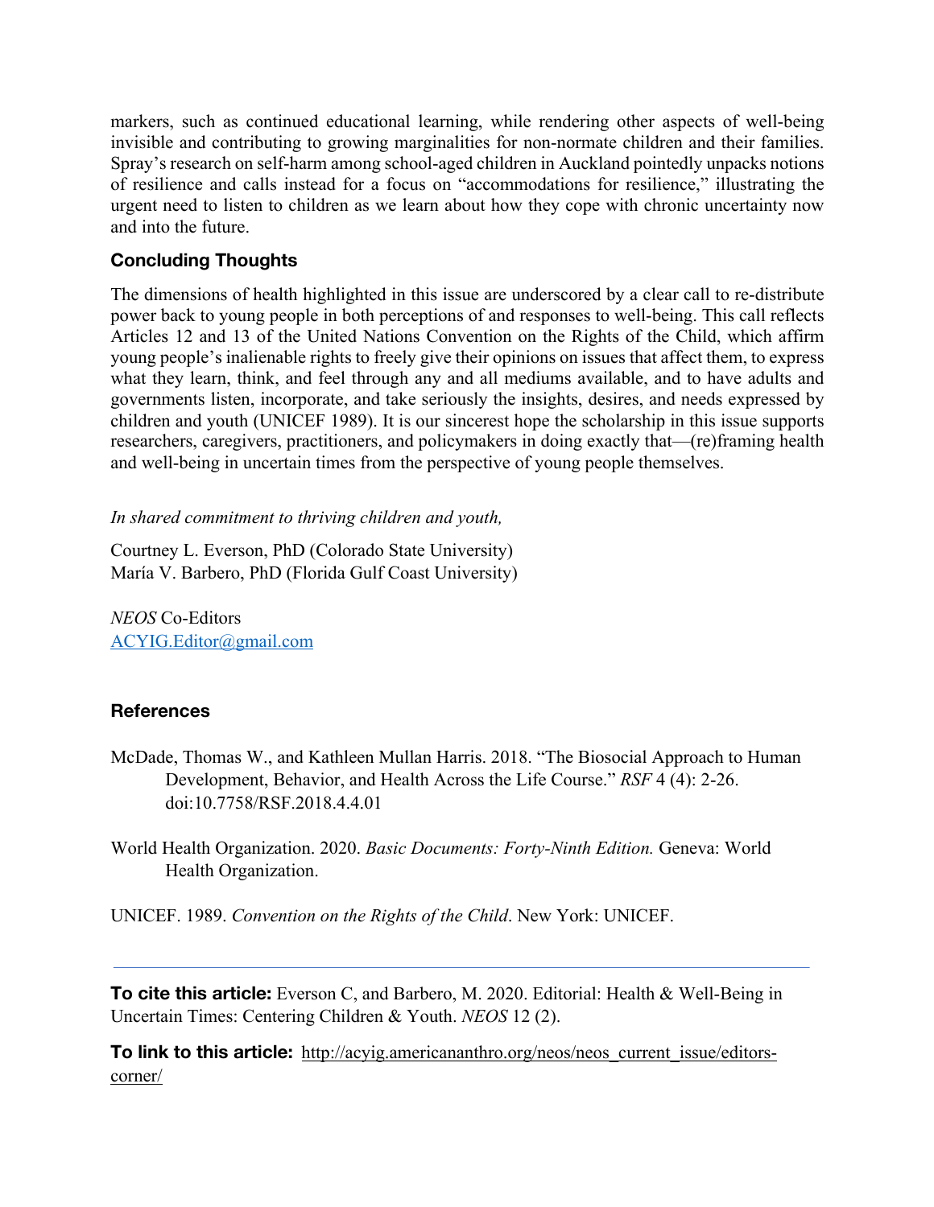markers, such as continued educational learning, while rendering other aspects of well-being invisible and contributing to growing marginalities for non-normate children and their families. Spray's research on self-harm among school-aged children in Auckland pointedly unpacks notions of resilience and calls instead for a focus on "accommodations for resilience," illustrating the urgent need to listen to children as we learn about how they cope with chronic uncertainty now and into the future.

### Concluding Thoughts

The dimensions of health highlighted in this issue are underscored by a clear call to re-distribute power back to young people in both perceptions of and responses to well-being. This call reflects Articles 12 and 13 of the United Nations Convention on the Rights of the Child, which affirm young people's inalienable rights to freely give their opinions on issues that affect them, to express what they learn, think, and feel through any and all mediums available, and to have adults and governments listen, incorporate, and take seriously the insights, desires, and needs expressed by children and youth (UNICEF 1989). It is our sincerest hope the scholarship in this issue supports researchers, caregivers, practitioners, and policymakers in doing exactly that—(re)framing health and well-being in uncertain times from the perspective of young people themselves.

*In shared commitment to thriving children and youth,*

Courtney L. Everson, PhD (Colorado State University)
María V. Barbero, PhD (Florida Gulf Coast University)

*NEOS* Co-Editors
ACYIG.Editor@gmail.com

### References

McDade, Thomas W., and Kathleen Mullan Harris. 2018. "The Biosocial Approach to Human Development, Behavior, and Health Across the Life Course." *RSF* 4 (4): 2-26. doi:10.7758/RSF.2018.4.4.01

World Health Organization. 2020. *Basic Documents: Forty-Ninth Edition.* Geneva: World Health Organization.

UNICEF. 1989. *Convention on the Rights of the Child*. New York: UNICEF.

---

**To cite this article:** Everson C, and Barbero, M. 2020. Editorial: Health & Well-Being in Uncertain Times: Centering Children & Youth. *NEOS* 12 (2).

**To link to this article:** http://acyig.americananthro.org/neos/neos_current_issue/editors-corner/